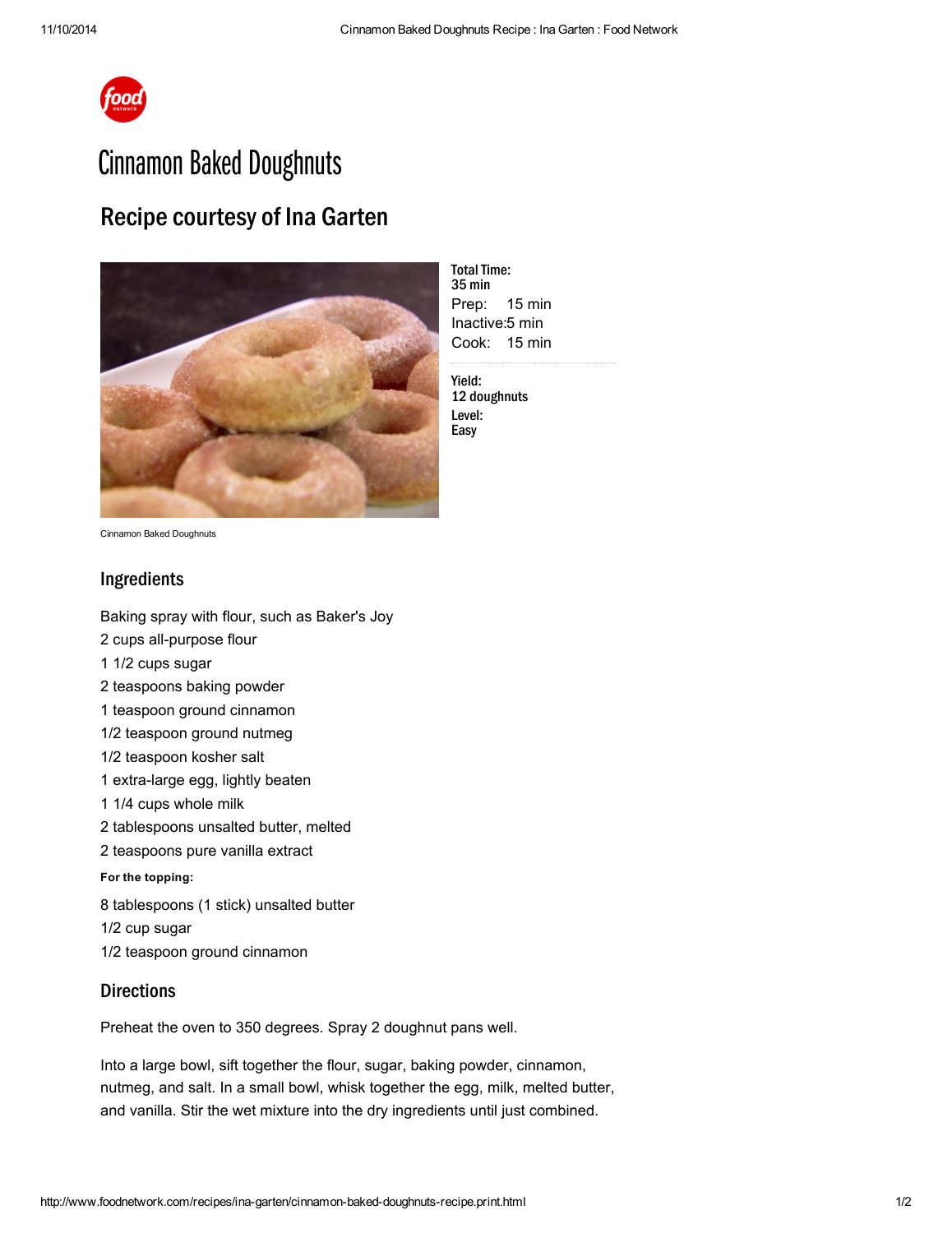# Cinnamon Baked Doughnuts

## Recipe courtesy of Ina Garten

Cinnamon Baked Doughnuts

**Total Time:**
**35 min**
Prep: 15 min
Inactive: 5 min
Cook: 15 min

**Yield:**
**12 doughnuts**
**Level:**
**Easy**

### Ingredients

Baking spray with flour, such as Baker's Joy
2 cups all-purpose flour
1 1/2 cups sugar
2 teaspoons baking powder
1 teaspoon ground cinnamon
1/2 teaspoon ground nutmeg
1/2 teaspoon kosher salt
1 extra-large egg, lightly beaten
1 1/4 cups whole milk
2 tablespoons unsalted butter, melted
2 teaspoons pure vanilla extract

**For the topping:**

8 tablespoons (1 stick) unsalted butter
1/2 cup sugar
1/2 teaspoon ground cinnamon

### Directions

Preheat the oven to 350 degrees. Spray 2 doughnut pans well.

Into a large bowl, sift together the flour, sugar, baking powder, cinnamon, nutmeg, and salt. In a small bowl, whisk together the egg, milk, melted butter, and vanilla. Stir the wet mixture into the dry ingredients until just combined.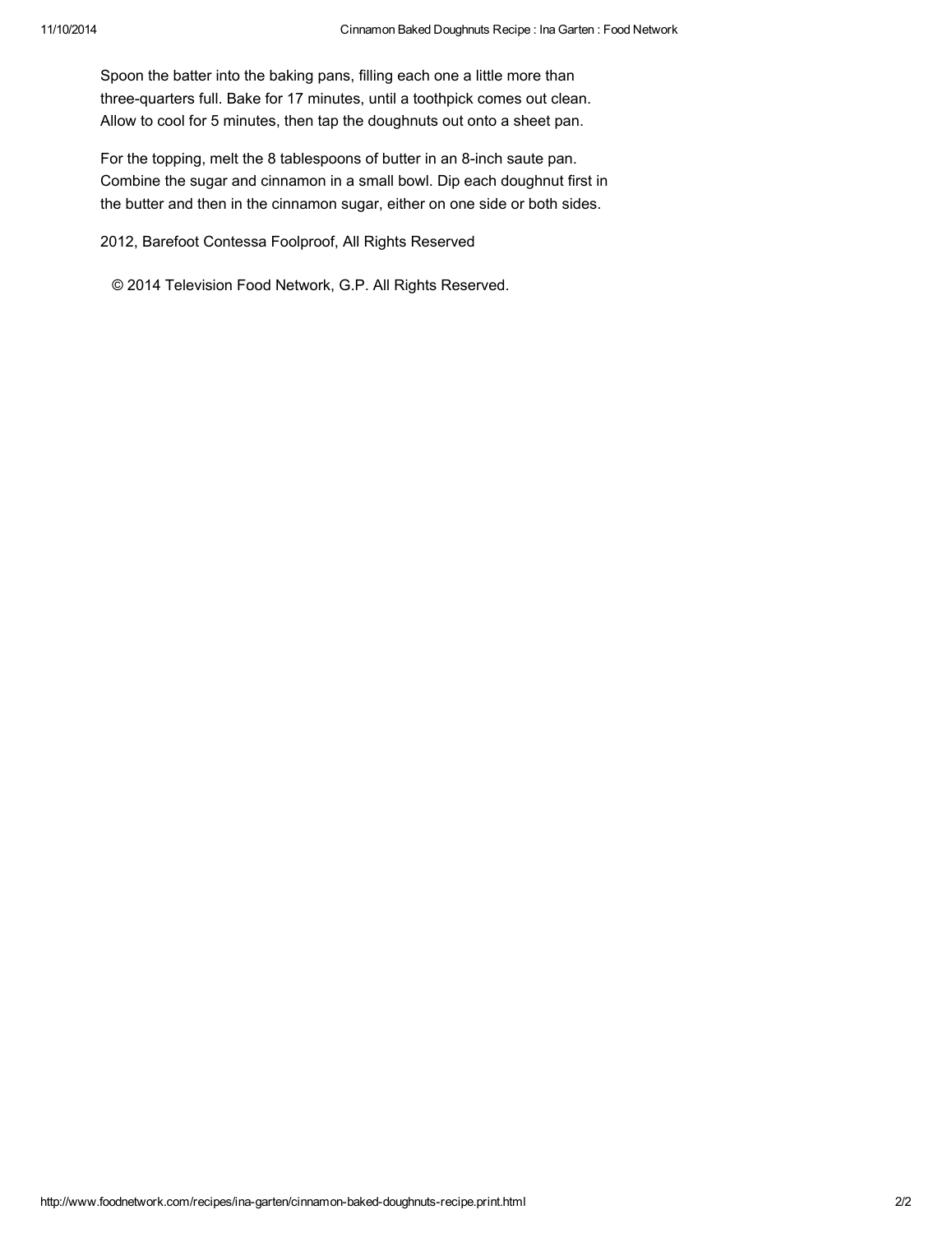Spoon the batter into the baking pans, filling each one a little more than three-quarters full. Bake for 17 minutes, until a toothpick comes out clean. Allow to cool for 5 minutes, then tap the doughnuts out onto a sheet pan.

For the topping, melt the 8 tablespoons of butter in an 8-inch saute pan. Combine the sugar and cinnamon in a small bowl. Dip each doughnut first in the butter and then in the cinnamon sugar, either on one side or both sides.

2012, Barefoot Contessa Foolproof, All Rights Reserved

© 2014 Television Food Network, G.P. All Rights Reserved.